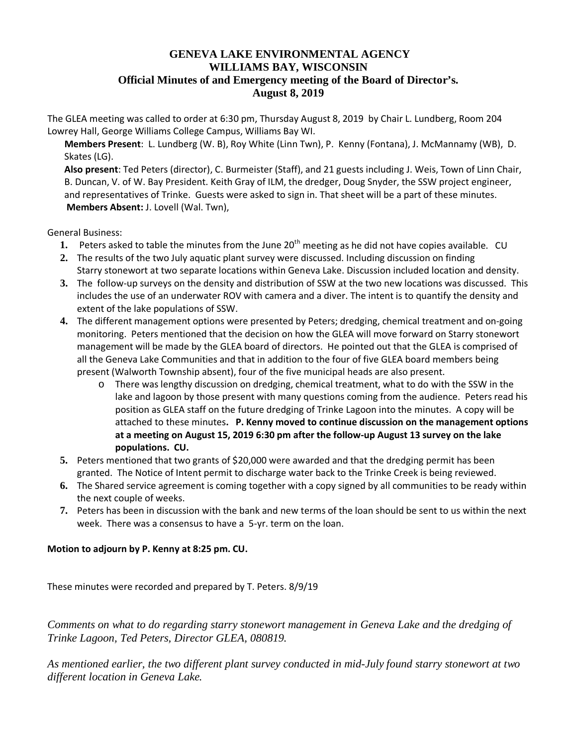# GENEVA LAKE ENVIRONMENTAL AGENCY
## WILLIAMS BAY, WISCONSIN
### Official Minutes of and Emergency meeting of the Board of Director's.
### August 8, 2019

The GLEA meeting was called to order at 6:30 pm, Thursday August 8, 2019 by Chair L. Lundberg, Room 204 Lowrey Hall, George Williams College Campus, Williams Bay WI.

**Members Present**: L. Lundberg (W. B), Roy White (Linn Twn), P. Kenny (Fontana), J. McMannamy (WB), D. Skates (LG).

**Also present**: Ted Peters (director), C. Burmeister (Staff), and 21 guests including J. Weis, Town of Linn Chair, B. Duncan, V. of W. Bay President. Keith Gray of ILM, the dredger, Doug Snyder, the SSW project engineer, and representatives of Trinke. Guests were asked to sign in. That sheet will be a part of these minutes.

**Members Absent:** J. Lovell (Wal. Twn),

General Business:

1. Peters asked to table the minutes from the June 20th meeting as he did not have copies available. CU
2. The results of the two July aquatic plant survey were discussed. Including discussion on finding Starry stonewort at two separate locations within Geneva Lake. Discussion included location and density.
3. The follow-up surveys on the density and distribution of SSW at the two new locations was discussed. This includes the use of an underwater ROV with camera and a diver. The intent is to quantify the density and extent of the lake populations of SSW.
4. The different management options were presented by Peters; dredging, chemical treatment and on-going monitoring. Peters mentioned that the decision on how the GLEA will move forward on Starry stonewort management will be made by the GLEA board of directors. He pointed out that the GLEA is comprised of all the Geneva Lake Communities and that in addition to the four of five GLEA board members being present (Walworth Township absent), four of the five municipal heads are also present.
   - There was lengthy discussion on dredging, chemical treatment, what to do with the SSW in the lake and lagoon by those present with many questions coming from the audience. Peters read his position as GLEA staff on the future dredging of Trinke Lagoon into the minutes. A copy will be attached to these minutes**. P. Kenny moved to continue discussion on the management options at a meeting on August 15, 2019 6:30 pm after the follow-up August 13 survey on the lake populations. CU.**
5. Peters mentioned that two grants of $20,000 were awarded and that the dredging permit has been granted. The Notice of Intent permit to discharge water back to the Trinke Creek is being reviewed.
6. The Shared service agreement is coming together with a copy signed by all communities to be ready within the next couple of weeks.
7. Peters has been in discussion with the bank and new terms of the loan should be sent to us within the next week. There was a consensus to have a 5-yr. term on the loan.

**Motion to adjourn by P. Kenny at 8:25 pm. CU.**

These minutes were recorded and prepared by T. Peters. 8/9/19

*Comments on what to do regarding starry stonewort management in Geneva Lake and the dredging of Trinke Lagoon, Ted Peters, Director GLEA, 080819.*

*As mentioned earlier, the two different plant survey conducted in mid-July found starry stonewort at two different location in Geneva Lake.*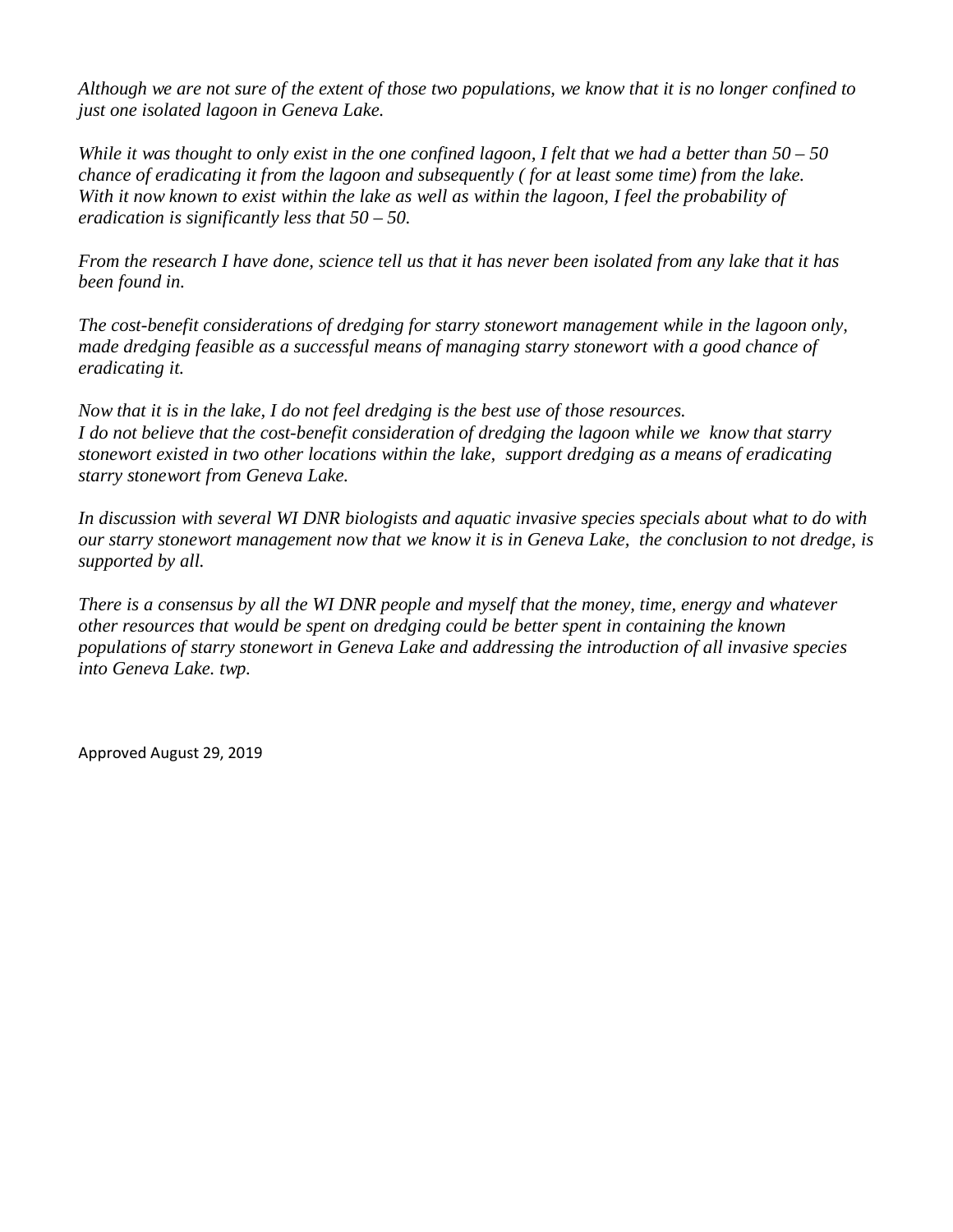*Although we are not sure of the extent of those two populations, we know that it is no longer confined to just one isolated lagoon in Geneva Lake.*

*While it was thought to only exist in the one confined lagoon, I felt that we had a better than 50 – 50 chance of eradicating it from the lagoon and subsequently ( for at least some time) from the lake. With it now known to exist within the lake as well as within the lagoon, I feel the probability of eradication is significantly less that 50 – 50.*

*From the research I have done, science tell us that it has never been isolated from any lake that it has been found in.*

*The cost-benefit considerations of dredging for starry stonewort management while in the lagoon only, made dredging feasible as a successful means of managing starry stonewort with a good chance of eradicating it.*

*Now that it is in the lake, I do not feel dredging is the best use of those resources. I do not believe that the cost-benefit consideration of dredging the lagoon while we know that starry stonewort existed in two other locations within the lake, support dredging as a means of eradicating starry stonewort from Geneva Lake.*

*In discussion with several WI DNR biologists and aquatic invasive species specials about what to do with our starry stonewort management now that we know it is in Geneva Lake, the conclusion to not dredge, is supported by all.*

*There is a consensus by all the WI DNR people and myself that the money, time, energy and whatever other resources that would be spent on dredging could be better spent in containing the known populations of starry stonewort in Geneva Lake and addressing the introduction of all invasive species into Geneva Lake. twp.*

Approved August 29, 2019